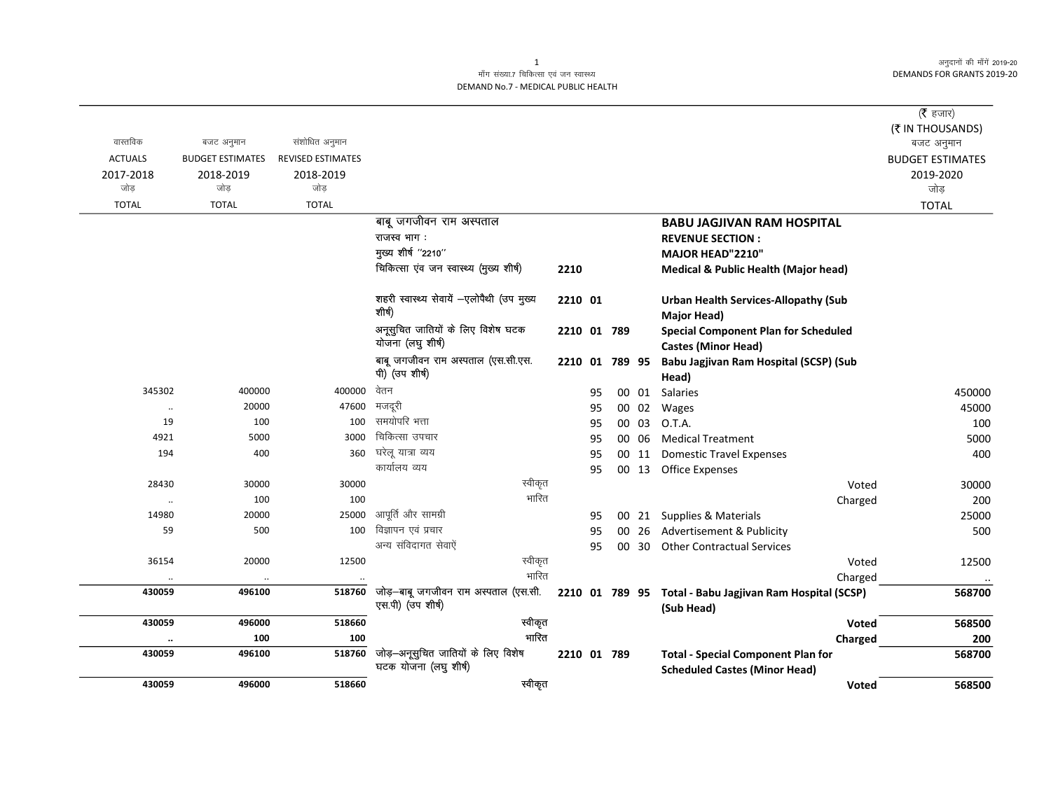माँग संख्या.7 चिकित्सा एवं जन स्वास्थ्य
DEMAND No.7 - MEDICAL PUBLIC HEALTH

अनुदानों की माँगें 2019-20
DEMANDS FOR GRANTS 2019-20

| वास्तविक ACTUALS 2017-2018 जोड़ TOTAL | बजट अनुमान BUDGET ESTIMATES 2018-2019 जोड़ TOTAL | संशोधित अनुमान REVISED ESTIMATES 2018-2019 जोड़ TOTAL | | | | (₹ हजार) (₹ IN THOUSANDS) बजट अनुमान BUDGET ESTIMATES 2019-2020 जोड़ TOTAL |
|---|---|---|---|---|---|---|
| | | | बाबू जगजीवन राम अस्पताल | | **BABU JAGJIVAN RAM HOSPITAL** | |
| | | | राजस्व भाग : | | **REVENUE SECTION :** | |
| | | | मुख्य शीर्ष "2210" | | **MAJOR HEAD"2210"** | |
| | | | चिकित्सा एंव जन स्वास्थ्य (मुख्य शीर्ष) | 2210 | **Medical & Public Health (Major head)** | |
| | | | शहरी स्वास्थ्य सेवायें –एलोपैथी (उप मुख्य शीर्ष) | 2210 01 | **Urban Health Services-Allopathy (Sub Major Head)** | |
| | | | अनूसुचित जातियों के लिए विशेष घटक योजना (लघु शीर्ष) | 2210 01 789 | **Special Component Plan for Scheduled Castes (Minor Head)** | |
| | | | बाबू जगजीवन राम अस्पताल (एस.सी.एस.पी) (उप शीर्ष) | 2210 01 789 95 | **Babu Jagjivan Ram Hospital (SCSP) (Sub Head)** | |
| 345302 | 400000 | 400000 | वेतन | 95 00 01 | Salaries | 450000 |
| .. | 20000 | 47600 | मजदूरी | 95 00 02 | Wages | 45000 |
| 19 | 100 | 100 | समयोपरि भत्ता | 95 00 03 | O.T.A. | 100 |
| 4921 | 5000 | 3000 | चिकित्सा उपचार | 95 00 06 | Medical Treatment | 5000 |
| 194 | 400 | 360 | घरेलू यात्रा व्यय | 95 00 11 | Domestic Travel Expenses | 400 |
| | | | कार्यालय व्यय | 95 00 13 | Office Expenses | |
| 28430 | 30000 | 30000 | स्वीकृत | | Voted | 30000 |
| .. | 100 | 100 | भारित | | Charged | 200 |
| 14980 | 20000 | 25000 | आपूर्ति और सामग्री | 95 00 21 | Supplies & Materials | 25000 |
| 59 | 500 | 100 | विज्ञापन एवं प्रचार | 95 00 26 | Advertisement & Publicity | 500 |
| | | | अन्य संविदागत सेवाऐं | 95 00 30 | Other Contractual Services | |
| 36154 | 20000 | 12500 | स्वीकृत | | Voted | 12500 |
| .. | .. | .. | भारित | | Charged | .. |
| **430059** | **496100** | **518760** | जोड़–बाबू जगजीवन राम अस्पताल (एस.सी.एस.पी) (उप शीर्ष) | 2210 01 789 95 | **Total - Babu Jagjivan Ram Hospital (SCSP) (Sub Head)** | **568700** |
| **430059** | **496000** | **518660** | स्वीकृत | | **Voted** | **568500** |
| **..** | **100** | **100** | भारित | | **Charged** | **200** |
| **430059** | **496100** | **518760** | जोड़–अनूसुचित जातियों के लिए विशेष घटक योजना (लघु शीर्ष) | 2210 01 789 | **Total - Special Component Plan for Scheduled Castes (Minor Head)** | **568700** |
| **430059** | **496000** | **518660** | स्वीकृत | | **Voted** | **568500** |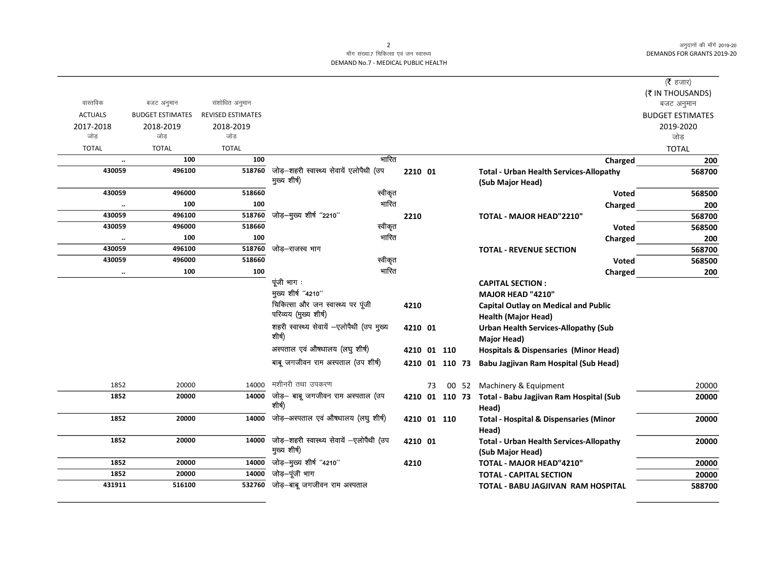| वास्तविक ACTUALS 2017-2018 जोड़ TOTAL | बजट अनुमान BUDGET ESTIMATES 2018-2019 जोड़ TOTAL | संशोधित अनुमान REVISED ESTIMATES 2018-2019 जोड़ TOTAL | | | | (₹ हजार) (₹ IN THOUSANDS) बजट अनुमान BUDGET ESTIMATES 2019-2020 जोड़ TOTAL |
|---|---|---|---|---|---|---|
| .. | 100 | 100 | भारित | | Charged | 200 |
| 430059 | 496100 | 518760 | जोड़–शहरी स्वास्थ्य सेवायें एलोपैथी (उप मुख्य शीर्ष) | 2210 01 | Total - Urban Health Services-Allopathy (Sub Major Head) | 568700 |
| 430059 | 496000 | 518660 | स्वीकृत | | Voted | 568500 |
| .. | 100 | 100 | भारित | | Charged | 200 |
| 430059 | 496100 | 518760 | जोड़–मुख्य शीर्ष ''2210'' | 2210 | TOTAL - MAJOR HEAD"2210" | 568700 |
| 430059 | 496000 | 518660 | स्वीकृत | | Voted | 568500 |
| .. | 100 | 100 | भारित | | Charged | 200 |
| 430059 | 496100 | 518760 | जोड़–राजस्व भाग | | TOTAL - REVENUE SECTION | 568700 |
| 430059 | 496000 | 518660 | स्वीकृत | | Voted | 568500 |
| .. | 100 | 100 | भारित | | Charged | 200 |
| | | | पूंजी भाग : | | CAPITAL SECTION : | |
| | | | मुख्य शीर्ष ''4210'' | | MAJOR HEAD "4210" | |
| | | | चिकित्सा और जन स्वास्थ्य पर पूंजी परिव्यय (मुख्य शीर्ष) | 4210 | Capital Outlay on Medical and Public Health (Major Head) | |
| | | | शहरी स्वास्थ्य सेवायें –एलोपैथी (उप मुख्य शीर्ष) | 4210 01 | Urban Health Services-Allopathy (Sub Major Head) | |
| | | | अस्पताल एवं औषधालय (लघु शीर्ष) | 4210 01 110 | Hospitals & Dispensaries (Minor Head) | |
| | | | बाबू जगजीवन राम अस्पताल (उप शीर्ष) | 4210 01 110 73 | Babu Jagjivan Ram Hospital (Sub Head) | |
| 1852 | 20000 | 14000 | मशीनरी तथा उपकरण | 73 00 52 | Machinery & Equipment | 20000 |
| 1852 | 20000 | 14000 | जोड़– बाबू जगजीवन राम अस्पताल (उप शीर्ष) | 4210 01 110 73 | Total - Babu Jagjivan Ram Hospital (Sub Head) | 20000 |
| 1852 | 20000 | 14000 | जोड़–अस्पताल एवं औषधालय (लघु शीर्ष) | 4210 01 110 | Total - Hospital & Dispensaries (Minor Head) | 20000 |
| 1852 | 20000 | 14000 | जोड़–शहरी स्वास्थ्य सेवायें –एलोपैथी (उप मुख्य शीर्ष) | 4210 01 | Total - Urban Health Services-Allopathy (Sub Major Head) | 20000 |
| 1852 | 20000 | 14000 | जोड़–मुख्य शीर्ष ''4210'' | 4210 | TOTAL - MAJOR HEAD"4210" | 20000 |
| 1852 | 20000 | 14000 | जोड़–पूंजी भाग | | TOTAL - CAPITAL SECTION | 20000 |
| 431911 | 516100 | 532760 | जोड़–बाबू जगजीवन राम अस्पताल | | TOTAL - BABU JAGJIVAN RAM HOSPITAL | 588700 |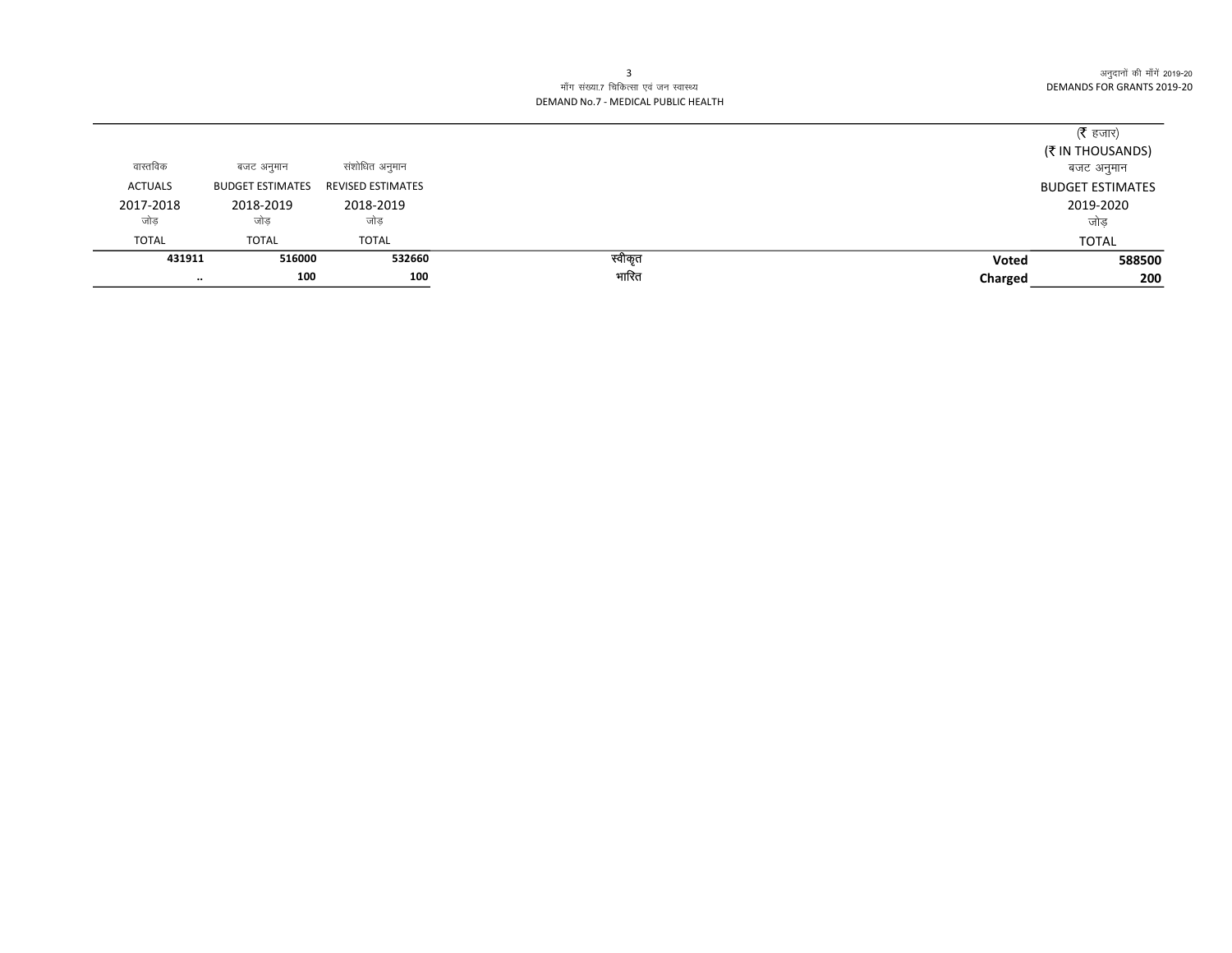माँग संख्या.7 चिकित्सा एवं जन स्वास्थ्य

DEMAND No.7 - MEDICAL PUBLIC HEALTH

| वास्तविक ACTUALS 2017-2018 जोड़ TOTAL | बजट अनुमान BUDGET ESTIMATES 2018-2019 जोड़ TOTAL | संशोधित अनुमान REVISED ESTIMATES 2018-2019 जोड़ TOTAL | | | (₹ हजार) (₹ IN THOUSANDS) बजट अनुमान BUDGET ESTIMATES 2019-2020 जोड़ TOTAL |
|---|---|---|---|---|---|
| **431911** | **516000** | **532660** | स्वीकृत | **Voted** | **588500** |
| .. | **100** | **100** | भारित | **Charged** | **200** |